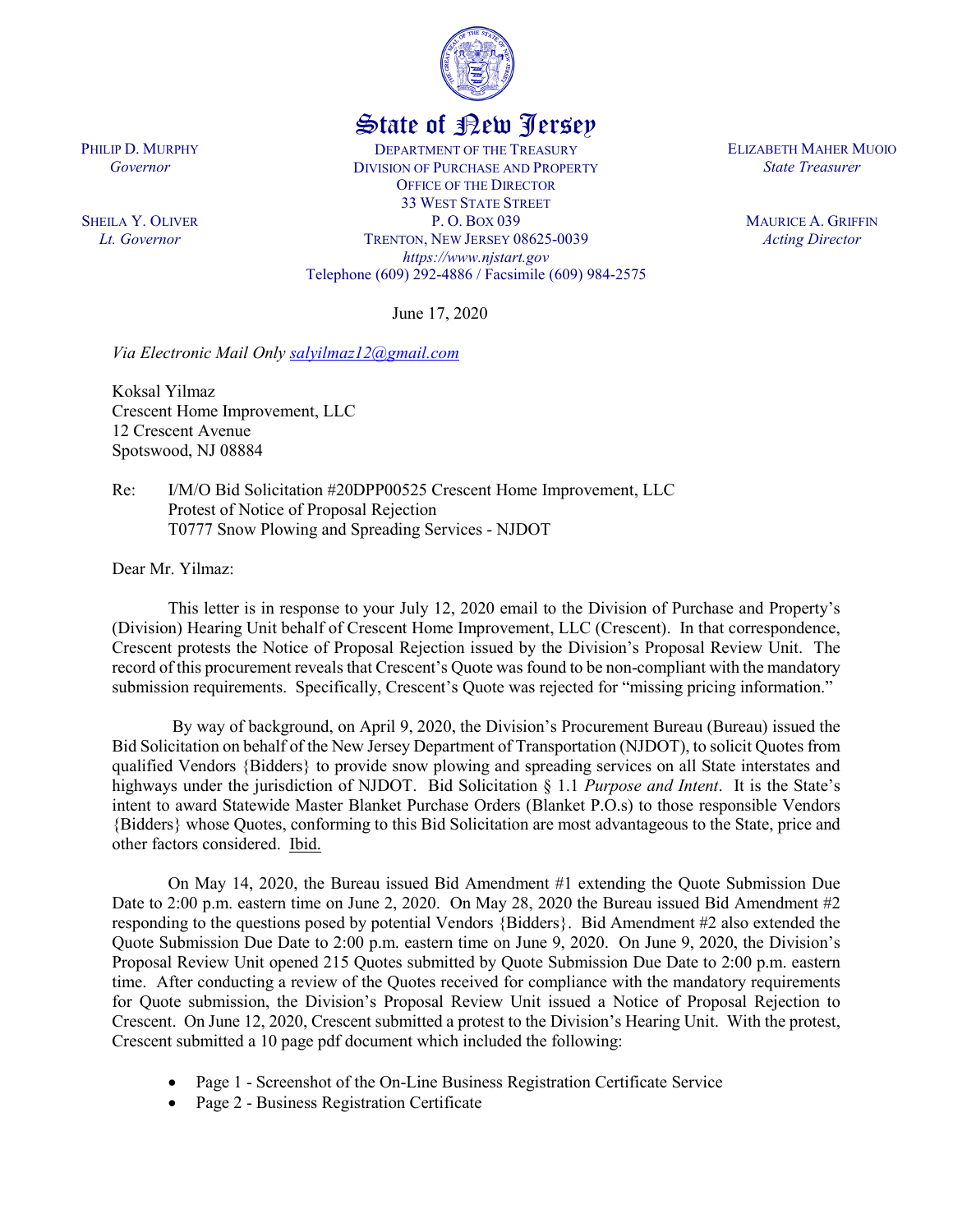# State of New Jersey

PHILIP D. MURPHY
*Governor*

SHEILA Y. OLIVER
*Lt. Governor*

DEPARTMENT OF THE TREASURY
DIVISION OF PURCHASE AND PROPERTY
OFFICE OF THE DIRECTOR
33 WEST STATE STREET
P. O. BOX 039
TRENTON, NEW JERSEY 08625-0039
*https://www.njstart.gov*
Telephone (609) 292-4886 / Facsimile (609) 984-2575

ELIZABETH MAHER MUOIO
*State Treasurer*

MAURICE A. GRIFFIN
*Acting Director*

June 17, 2020

*Via Electronic Mail Only salyilmaz12@gmail.com*

Koksal Yilmaz
Crescent Home Improvement, LLC
12 Crescent Avenue
Spotswood, NJ 08884

Re: I/M/O Bid Solicitation #20DPP00525 Crescent Home Improvement, LLC
Protest of Notice of Proposal Rejection
T0777 Snow Plowing and Spreading Services - NJDOT

Dear Mr. Yilmaz:

This letter is in response to your July 12, 2020 email to the Division of Purchase and Property's (Division) Hearing Unit behalf of Crescent Home Improvement, LLC (Crescent). In that correspondence, Crescent protests the Notice of Proposal Rejection issued by the Division's Proposal Review Unit. The record of this procurement reveals that Crescent's Quote was found to be non-compliant with the mandatory submission requirements. Specifically, Crescent's Quote was rejected for "missing pricing information."

By way of background, on April 9, 2020, the Division's Procurement Bureau (Bureau) issued the Bid Solicitation on behalf of the New Jersey Department of Transportation (NJDOT), to solicit Quotes from qualified Vendors {Bidders} to provide snow plowing and spreading services on all State interstates and highways under the jurisdiction of NJDOT. Bid Solicitation § 1.1 *Purpose and Intent*. It is the State's intent to award Statewide Master Blanket Purchase Orders (Blanket P.O.s) to those responsible Vendors {Bidders} whose Quotes, conforming to this Bid Solicitation are most advantageous to the State, price and other factors considered. Ibid.

On May 14, 2020, the Bureau issued Bid Amendment #1 extending the Quote Submission Due Date to 2:00 p.m. eastern time on June 2, 2020. On May 28, 2020 the Bureau issued Bid Amendment #2 responding to the questions posed by potential Vendors {Bidders}. Bid Amendment #2 also extended the Quote Submission Due Date to 2:00 p.m. eastern time on June 9, 2020. On June 9, 2020, the Division's Proposal Review Unit opened 215 Quotes submitted by Quote Submission Due Date to 2:00 p.m. eastern time. After conducting a review of the Quotes received for compliance with the mandatory requirements for Quote submission, the Division's Proposal Review Unit issued a Notice of Proposal Rejection to Crescent. On June 12, 2020, Crescent submitted a protest to the Division's Hearing Unit. With the protest, Crescent submitted a 10 page pdf document which included the following:

- Page 1 - Screenshot of the On-Line Business Registration Certificate Service
- Page 2 - Business Registration Certificate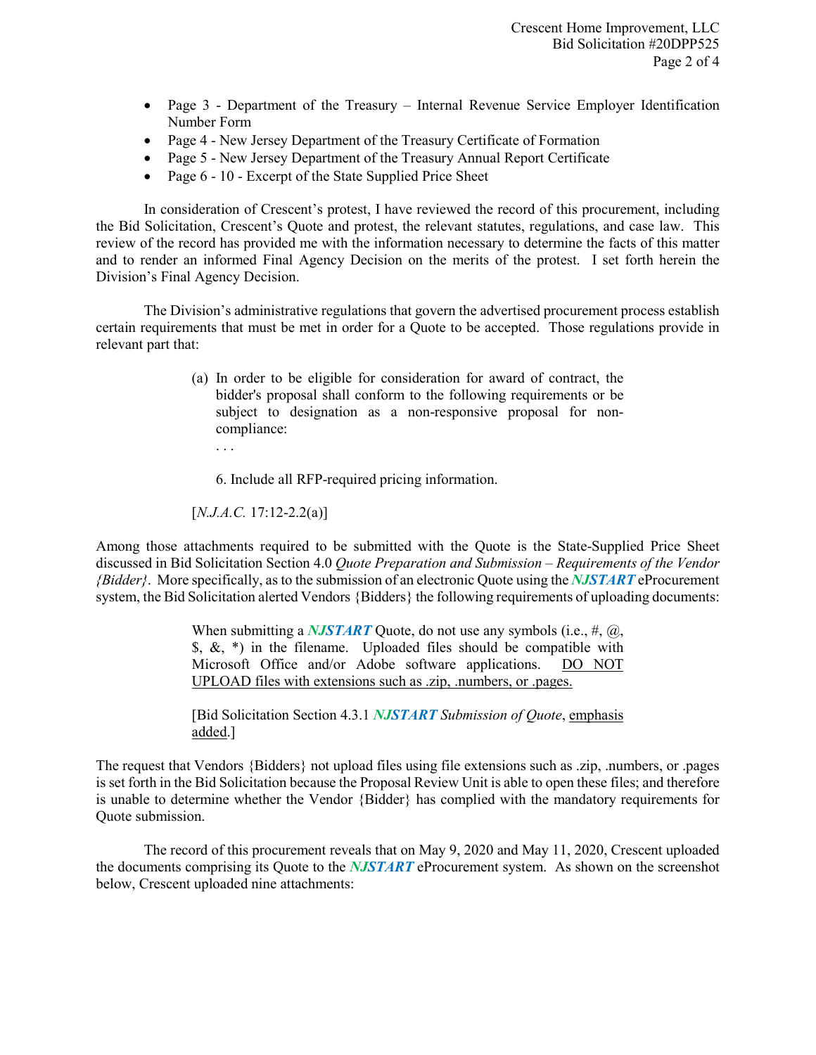- Page 3 - Department of the Treasury – Internal Revenue Service Employer Identification Number Form
- Page 4 - New Jersey Department of the Treasury Certificate of Formation
- Page 5 - New Jersey Department of the Treasury Annual Report Certificate
- Page 6 - 10 - Excerpt of the State Supplied Price Sheet

In consideration of Crescent's protest, I have reviewed the record of this procurement, including the Bid Solicitation, Crescent's Quote and protest, the relevant statutes, regulations, and case law. This review of the record has provided me with the information necessary to determine the facts of this matter and to render an informed Final Agency Decision on the merits of the protest. I set forth herein the Division's Final Agency Decision.

The Division's administrative regulations that govern the advertised procurement process establish certain requirements that must be met in order for a Quote to be accepted. Those regulations provide in relevant part that:

> (a) In order to be eligible for consideration for award of contract, the bidder's proposal shall conform to the following requirements or be subject to designation as a non-responsive proposal for non-compliance:
>
> . . .
>
> 6. Include all RFP-required pricing information.
>
> [*N.J.A.C.* 17:12-2.2(a)]

Among those attachments required to be submitted with the Quote is the State-Supplied Price Sheet discussed in Bid Solicitation Section 4.0 *Quote Preparation and Submission – Requirements of the Vendor {Bidder}*. More specifically, as to the submission of an electronic Quote using the ***NJSTART*** eProcurement system, the Bid Solicitation alerted Vendors {Bidders} the following requirements of uploading documents:

> When submitting a ***NJSTART*** Quote, do not use any symbols (i.e., #, @, $, &, *) in the filename. Uploaded files should be compatible with Microsoft Office and/or Adobe software applications. <u>DO NOT UPLOAD files with extensions such as .zip, .numbers, or .pages.</u>
>
> [Bid Solicitation Section 4.3.1 ***NJSTART*** *Submission of Quote*, <u>emphasis added</u>.]

The request that Vendors {Bidders} not upload files using file extensions such as .zip, .numbers, or .pages is set forth in the Bid Solicitation because the Proposal Review Unit is able to open these files; and therefore is unable to determine whether the Vendor {Bidder} has complied with the mandatory requirements for Quote submission.

The record of this procurement reveals that on May 9, 2020 and May 11, 2020, Crescent uploaded the documents comprising its Quote to the ***NJSTART*** eProcurement system. As shown on the screenshot below, Crescent uploaded nine attachments: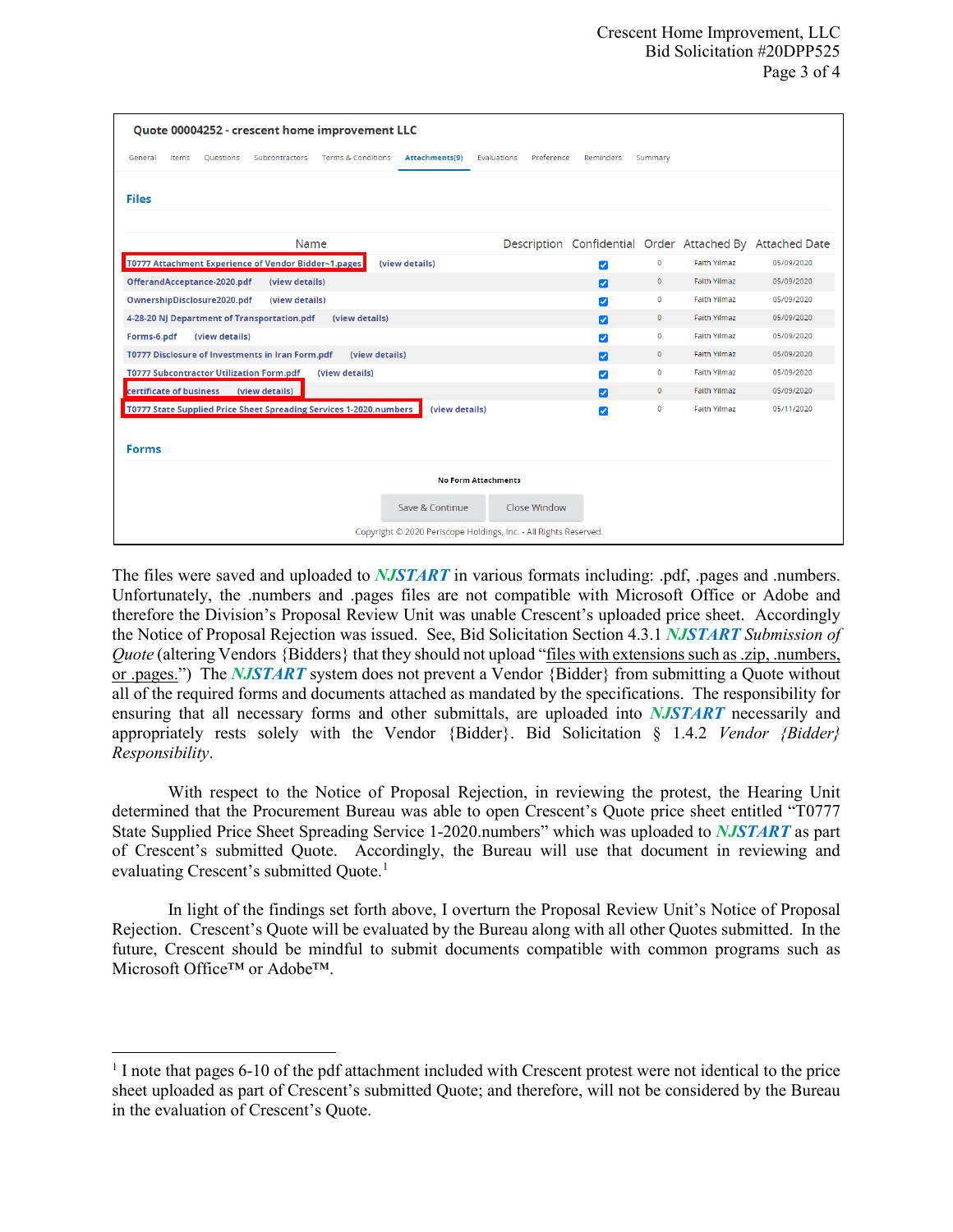Quote 00004252 - crescent home improvement LLC

General | Items | Questions | Subcontractors | Terms & Conditions | Attachments(9) | Evaluations | Preference | Reminders | Summary

**Files**

| Name | Description | Confidential | Order | Attached By | Attached Date |
|---|---|---|---|---|---|
| T0777 Attachment Experience of Vendor Bidder~1.pages (view details) | | ☑ | 0 | Faith Yilmaz | 05/09/2020 |
| OfferandAcceptance-2020.pdf (view details) | | ☑ | 0 | Faith Yilmaz | 05/09/2020 |
| OwnershipDisclosure2020.pdf (view details) | | ☑ | 0 | Faith Yilmaz | 05/09/2020 |
| 4-28-20 NJ Department of Transportation.pdf (view details) | | ☑ | 0 | Faith Yilmaz | 05/09/2020 |
| Forms-6.pdf (view details) | | ☑ | 0 | Faith Yilmaz | 05/09/2020 |
| T0777 Disclosure of Investments in Iran Form.pdf (view details) | | ☑ | 0 | Faith Yilmaz | 05/09/2020 |
| T0777 Subcontractor Utilization Form.pdf (view details) | | ☑ | 0 | Faith Yilmaz | 05/09/2020 |
| certificate of business (view details) | | ☑ | 0 | Faith Yilmaz | 05/09/2020 |
| T0777 State Supplied Price Sheet Spreading Services 1-2020.numbers (view details) | | ☑ | 0 | Faith Yilmaz | 05/11/2020 |

**Forms**

No Form Attachments

Save & Continue | Close Window

Copyright © 2020 Periscope Holdings, Inc. - All Rights Reserved.

The files were saved and uploaded to ***NJSTART*** in various formats including: .pdf, .pages and .numbers. Unfortunately, the .numbers and .pages files are not compatible with Microsoft Office or Adobe and therefore the Division's Proposal Review Unit was unable Crescent's uploaded price sheet. Accordingly the Notice of Proposal Rejection was issued. See, Bid Solicitation Section 4.3.1 ***NJSTART*** *Submission of Quote* (altering Vendors {Bidders} that they should not upload "files with extensions such as .zip, .numbers, or .pages.") The ***NJSTART*** system does not prevent a Vendor {Bidder} from submitting a Quote without all of the required forms and documents attached as mandated by the specifications. The responsibility for ensuring that all necessary forms and other submittals, are uploaded into ***NJSTART*** necessarily and appropriately rests solely with the Vendor {Bidder}. Bid Solicitation § 1.4.2 *Vendor {Bidder} Responsibility*.

With respect to the Notice of Proposal Rejection, in reviewing the protest, the Hearing Unit determined that the Procurement Bureau was able to open Crescent's Quote price sheet entitled "T0777 State Supplied Price Sheet Spreading Service 1-2020.numbers" which was uploaded to ***NJSTART*** as part of Crescent's submitted Quote. Accordingly, the Bureau will use that document in reviewing and evaluating Crescent's submitted Quote.[1]

In light of the findings set forth above, I overturn the Proposal Review Unit's Notice of Proposal Rejection. Crescent's Quote will be evaluated by the Bureau along with all other Quotes submitted. In the future, Crescent should be mindful to submit documents compatible with common programs such as Microsoft Office™ or Adobe™.

---

[1] I note that pages 6-10 of the pdf attachment included with Crescent protest were not identical to the price sheet uploaded as part of Crescent's submitted Quote; and therefore, will not be considered by the Bureau in the evaluation of Crescent's Quote.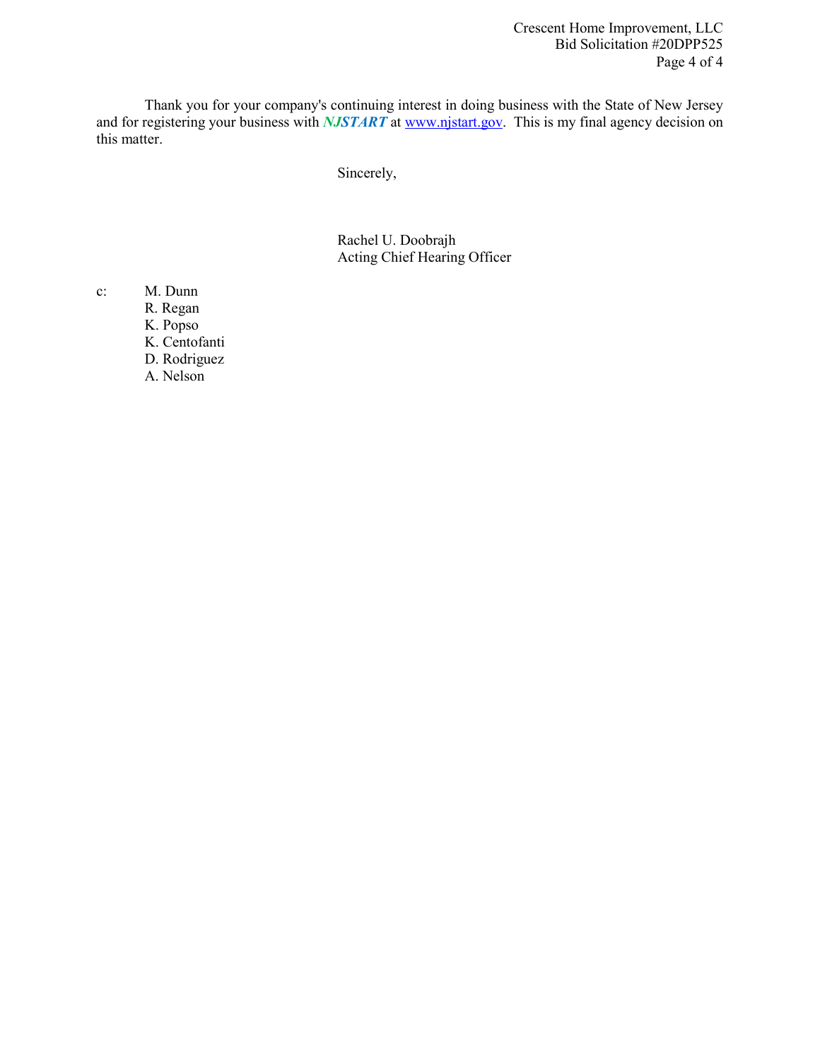Thank you for your company's continuing interest in doing business with the State of New Jersey and for registering your business with ***NJSTART*** at www.njstart.gov. This is my final agency decision on this matter.

Sincerely,

Rachel U. Doobrajh
Acting Chief Hearing Officer

c: M. Dunn
R. Regan
K. Popso
K. Centofanti
D. Rodriguez
A. Nelson